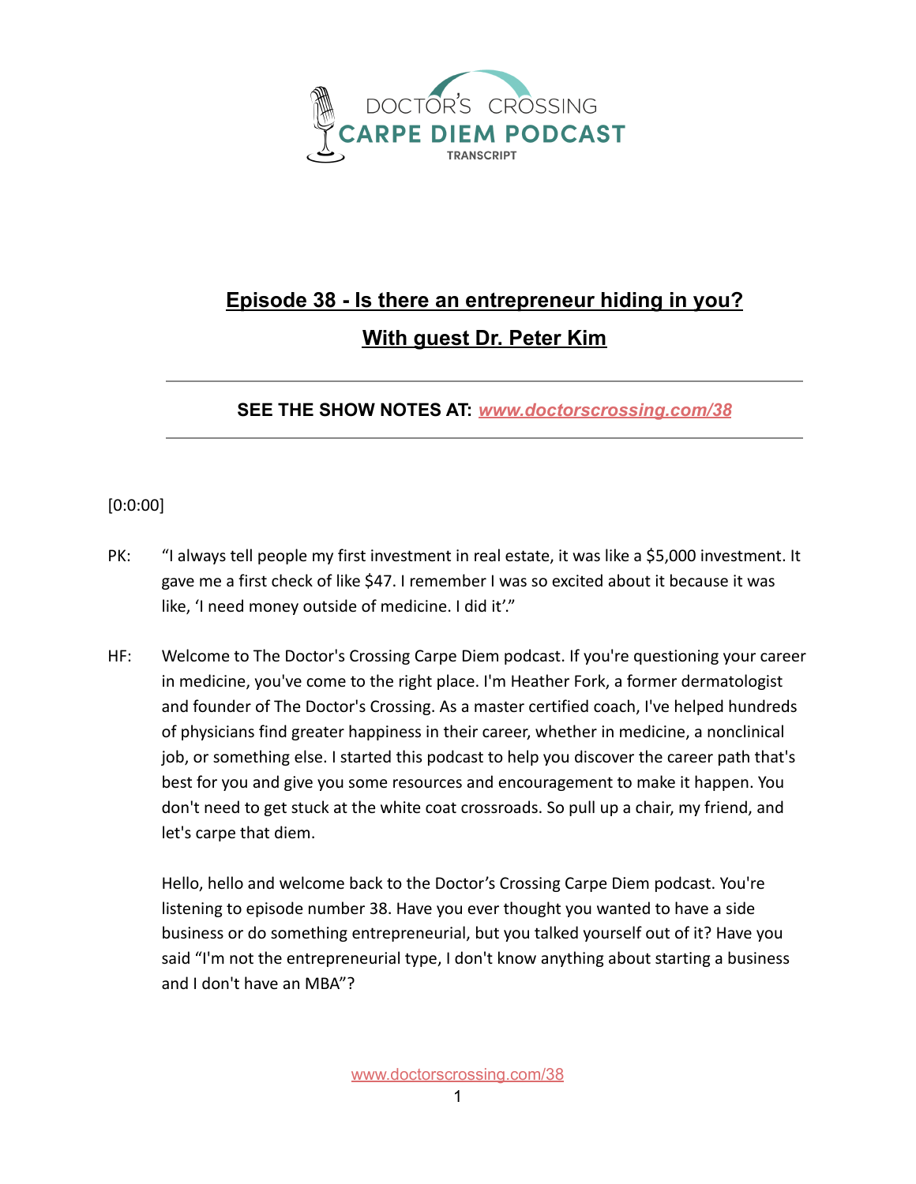DOCTOR'S CROSSING
CARPE DIEM PODCAST
TRANSCRIPT

# Episode 38 - Is there an entrepreneur hiding in you?

## With guest Dr. Peter Kim

**SEE THE SHOW NOTES AT: [www.doctorscrossing.com/38](www.doctorscrossing.com/38)**

[0:0:00]

PK: "I always tell people my first investment in real estate, it was like a $5,000 investment. It gave me a first check of like $47. I remember I was so excited about it because it was like, 'I need money outside of medicine. I did it'."

HF: Welcome to The Doctor's Crossing Carpe Diem podcast. If you're questioning your career in medicine, you've come to the right place. I'm Heather Fork, a former dermatologist and founder of The Doctor's Crossing. As a master certified coach, I've helped hundreds of physicians find greater happiness in their career, whether in medicine, a nonclinical job, or something else. I started this podcast to help you discover the career path that's best for you and give you some resources and encouragement to make it happen. You don't need to get stuck at the white coat crossroads. So pull up a chair, my friend, and let's carpe that diem.

Hello, hello and welcome back to the Doctor's Crossing Carpe Diem podcast. You're listening to episode number 38. Have you ever thought you wanted to have a side business or do something entrepreneurial, but you talked yourself out of it? Have you said "I'm not the entrepreneurial type, I don't know anything about starting a business and I don't have an MBA"?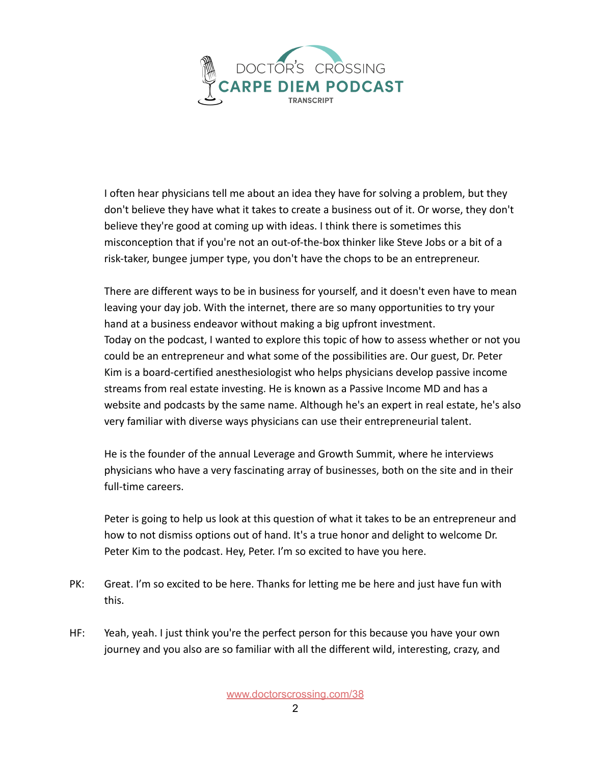I often hear physicians tell me about an idea they have for solving a problem, but they don't believe they have what it takes to create a business out of it. Or worse, they don't believe they're good at coming up with ideas. I think there is sometimes this misconception that if you're not an out-of-the-box thinker like Steve Jobs or a bit of a risk-taker, bungee jumper type, you don't have the chops to be an entrepreneur.

There are different ways to be in business for yourself, and it doesn't even have to mean leaving your day job. With the internet, there are so many opportunities to try your hand at a business endeavor without making a big upfront investment.
Today on the podcast, I wanted to explore this topic of how to assess whether or not you could be an entrepreneur and what some of the possibilities are. Our guest, Dr. Peter Kim is a board-certified anesthesiologist who helps physicians develop passive income streams from real estate investing. He is known as a Passive Income MD and has a website and podcasts by the same name. Although he's an expert in real estate, he's also very familiar with diverse ways physicians can use their entrepreneurial talent.

He is the founder of the annual Leverage and Growth Summit, where he interviews physicians who have a very fascinating array of businesses, both on the site and in their full-time careers.

Peter is going to help us look at this question of what it takes to be an entrepreneur and how to not dismiss options out of hand. It's a true honor and delight to welcome Dr. Peter Kim to the podcast. Hey, Peter. I'm so excited to have you here.

PK: Great. I'm so excited to be here. Thanks for letting me be here and just have fun with this.

HF: Yeah, yeah. I just think you're the perfect person for this because you have your own journey and you also are so familiar with all the different wild, interesting, crazy, and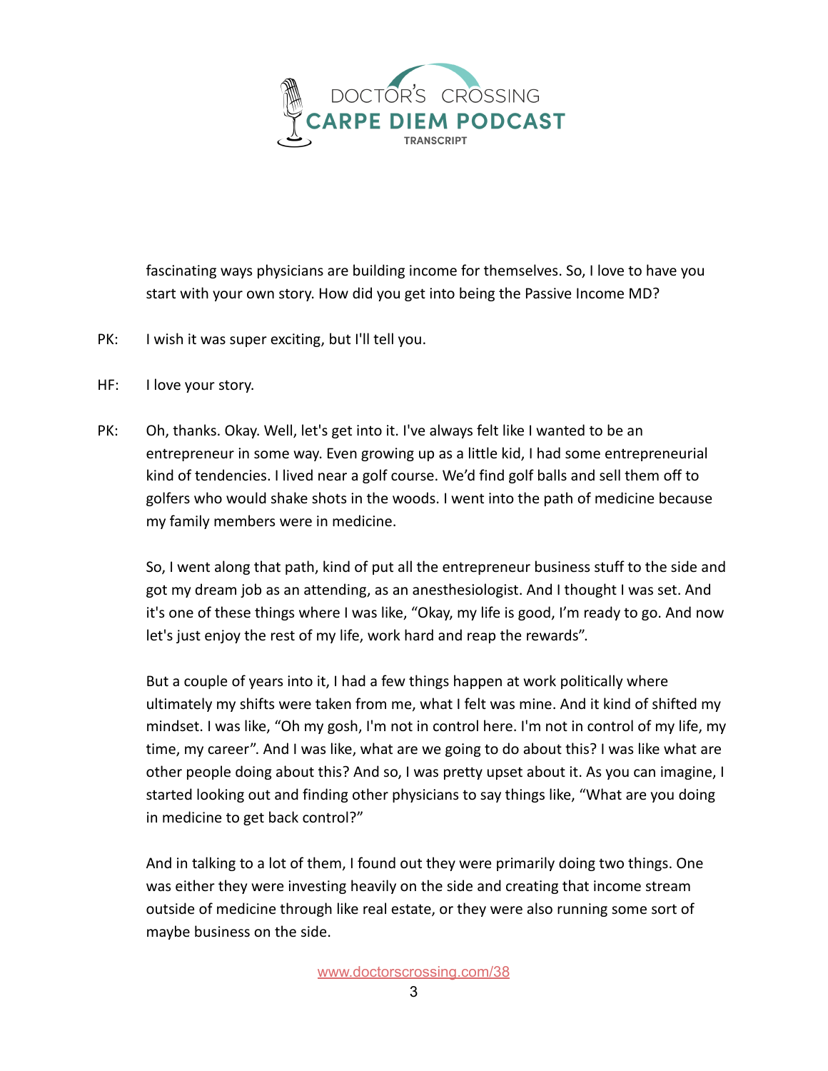fascinating ways physicians are building income for themselves. So, I love to have you start with your own story. How did you get into being the Passive Income MD?

PK: I wish it was super exciting, but I'll tell you.

HF: I love your story.

PK: Oh, thanks. Okay. Well, let's get into it. I've always felt like I wanted to be an entrepreneur in some way. Even growing up as a little kid, I had some entrepreneurial kind of tendencies. I lived near a golf course. We'd find golf balls and sell them off to golfers who would shake shots in the woods. I went into the path of medicine because my family members were in medicine.

So, I went along that path, kind of put all the entrepreneur business stuff to the side and got my dream job as an attending, as an anesthesiologist. And I thought I was set. And it's one of these things where I was like, "Okay, my life is good, I'm ready to go. And now let's just enjoy the rest of my life, work hard and reap the rewards".

But a couple of years into it, I had a few things happen at work politically where ultimately my shifts were taken from me, what I felt was mine. And it kind of shifted my mindset. I was like, "Oh my gosh, I'm not in control here. I'm not in control of my life, my time, my career". And I was like, what are we going to do about this? I was like what are other people doing about this? And so, I was pretty upset about it. As you can imagine, I started looking out and finding other physicians to say things like, "What are you doing in medicine to get back control?"

And in talking to a lot of them, I found out they were primarily doing two things. One was either they were investing heavily on the side and creating that income stream outside of medicine through like real estate, or they were also running some sort of maybe business on the side.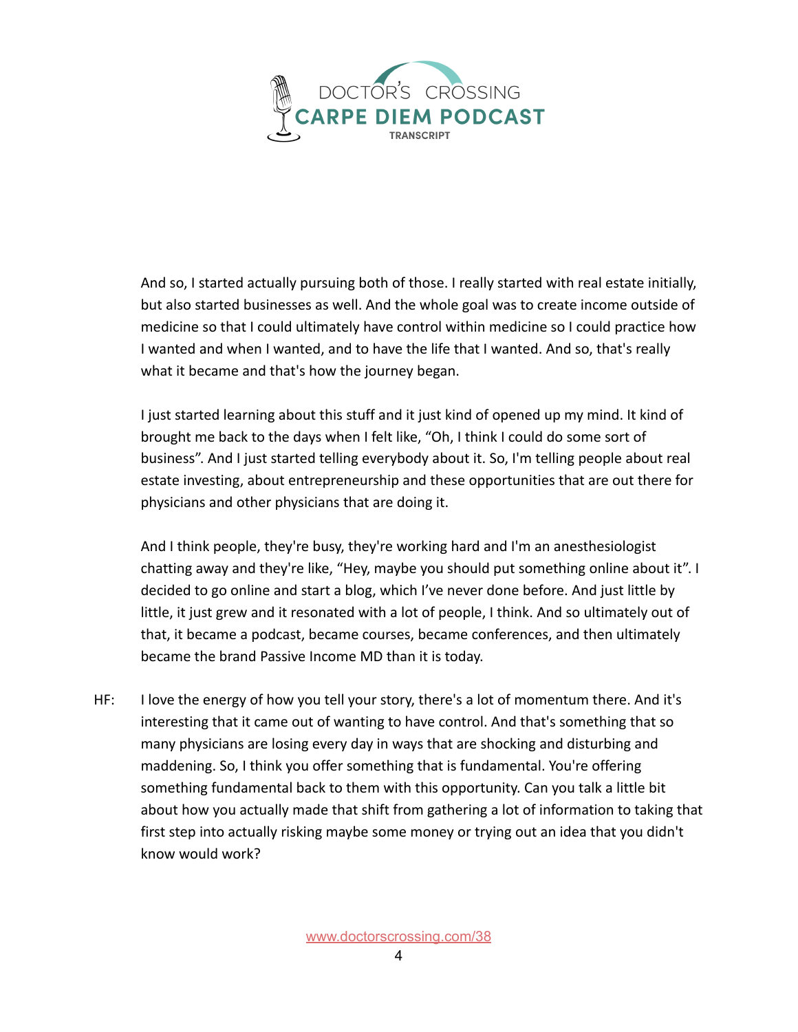And so, I started actually pursuing both of those. I really started with real estate initially, but also started businesses as well. And the whole goal was to create income outside of medicine so that I could ultimately have control within medicine so I could practice how I wanted and when I wanted, and to have the life that I wanted. And so, that's really what it became and that's how the journey began.

I just started learning about this stuff and it just kind of opened up my mind. It kind of brought me back to the days when I felt like, “Oh, I think I could do some sort of business”. And I just started telling everybody about it. So, I'm telling people about real estate investing, about entrepreneurship and these opportunities that are out there for physicians and other physicians that are doing it.

And I think people, they're busy, they're working hard and I'm an anesthesiologist chatting away and they're like, “Hey, maybe you should put something online about it”. I decided to go online and start a blog, which I’ve never done before. And just little by little, it just grew and it resonated with a lot of people, I think. And so ultimately out of that, it became a podcast, became courses, became conferences, and then ultimately became the brand Passive Income MD than it is today.

HF: I love the energy of how you tell your story, there's a lot of momentum there. And it's interesting that it came out of wanting to have control. And that's something that so many physicians are losing every day in ways that are shocking and disturbing and maddening. So, I think you offer something that is fundamental. You're offering something fundamental back to them with this opportunity. Can you talk a little bit about how you actually made that shift from gathering a lot of information to taking that first step into actually risking maybe some money or trying out an idea that you didn't know would work?

www.doctorscrossing.com/38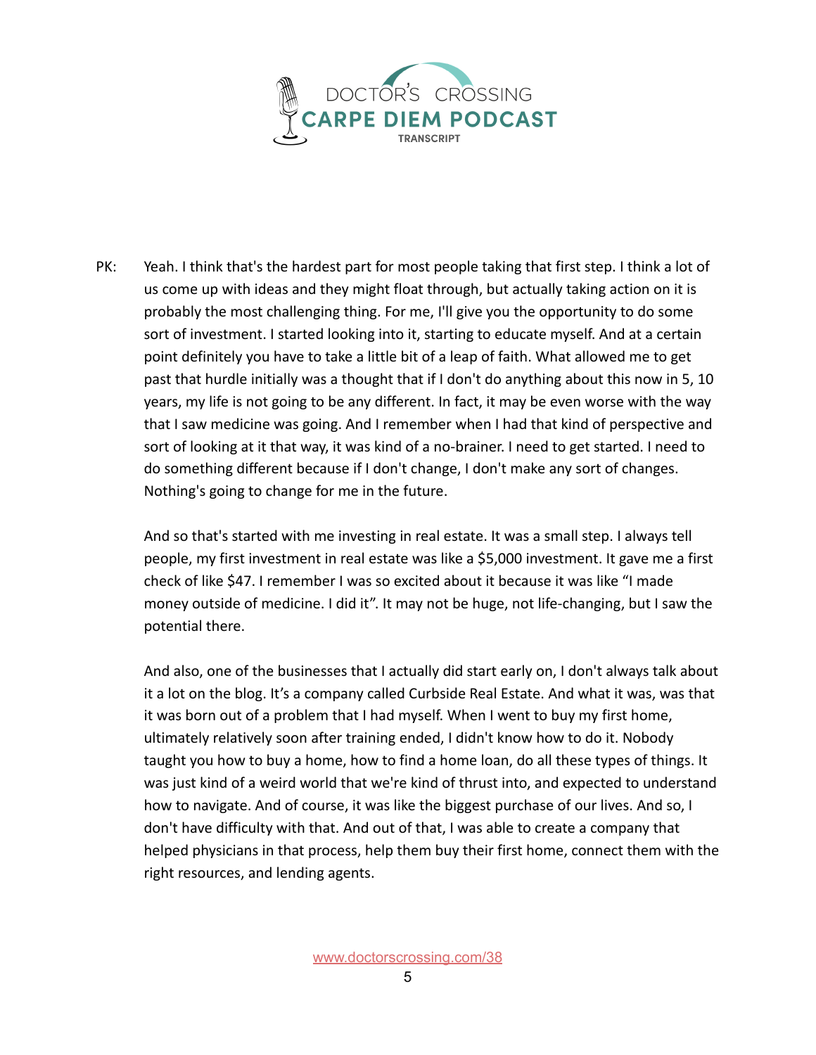PK: Yeah. I think that's the hardest part for most people taking that first step. I think a lot of us come up with ideas and they might float through, but actually taking action on it is probably the most challenging thing. For me, I'll give you the opportunity to do some sort of investment. I started looking into it, starting to educate myself. And at a certain point definitely you have to take a little bit of a leap of faith. What allowed me to get past that hurdle initially was a thought that if I don't do anything about this now in 5, 10 years, my life is not going to be any different. In fact, it may be even worse with the way that I saw medicine was going. And I remember when I had that kind of perspective and sort of looking at it that way, it was kind of a no-brainer. I need to get started. I need to do something different because if I don't change, I don't make any sort of changes. Nothing's going to change for me in the future.

And so that's started with me investing in real estate. It was a small step. I always tell people, my first investment in real estate was like a $5,000 investment. It gave me a first check of like $47. I remember I was so excited about it because it was like "I made money outside of medicine. I did it". It may not be huge, not life-changing, but I saw the potential there.

And also, one of the businesses that I actually did start early on, I don't always talk about it a lot on the blog. It's a company called Curbside Real Estate. And what it was, was that it was born out of a problem that I had myself. When I went to buy my first home, ultimately relatively soon after training ended, I didn't know how to do it. Nobody taught you how to buy a home, how to find a home loan, do all these types of things. It was just kind of a weird world that we're kind of thrust into, and expected to understand how to navigate. And of course, it was like the biggest purchase of our lives. And so, I don't have difficulty with that. And out of that, I was able to create a company that helped physicians in that process, help them buy their first home, connect them with the right resources, and lending agents.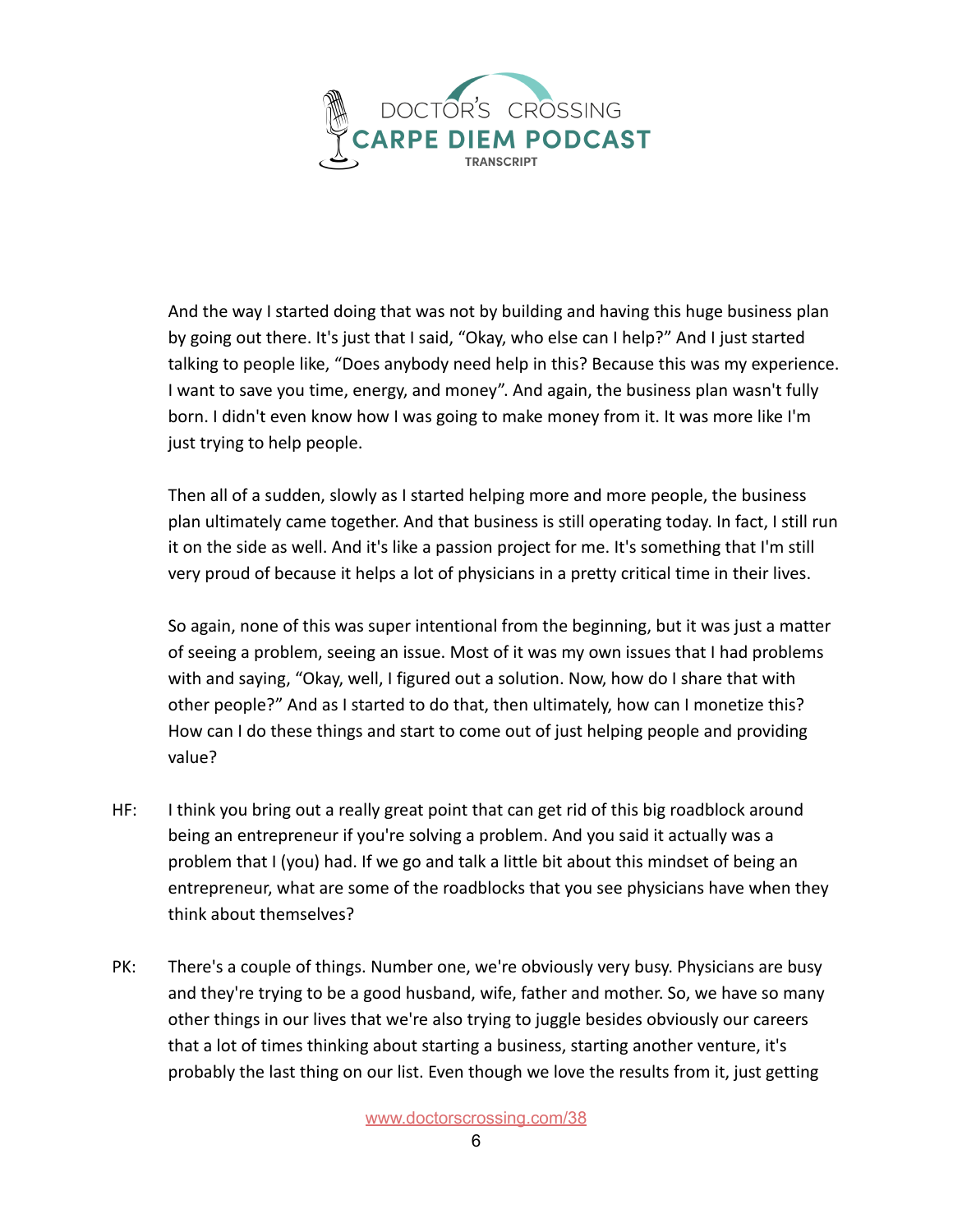And the way I started doing that was not by building and having this huge business plan by going out there. It's just that I said, "Okay, who else can I help?" And I just started talking to people like, "Does anybody need help in this? Because this was my experience. I want to save you time, energy, and money". And again, the business plan wasn't fully born. I didn't even know how I was going to make money from it. It was more like I'm just trying to help people.

Then all of a sudden, slowly as I started helping more and more people, the business plan ultimately came together. And that business is still operating today. In fact, I still run it on the side as well. And it's like a passion project for me. It's something that I'm still very proud of because it helps a lot of physicians in a pretty critical time in their lives.

So again, none of this was super intentional from the beginning, but it was just a matter of seeing a problem, seeing an issue. Most of it was my own issues that I had problems with and saying, "Okay, well, I figured out a solution. Now, how do I share that with other people?" And as I started to do that, then ultimately, how can I monetize this? How can I do these things and start to come out of just helping people and providing value?

HF: I think you bring out a really great point that can get rid of this big roadblock around being an entrepreneur if you're solving a problem. And you said it actually was a problem that I (you) had. If we go and talk a little bit about this mindset of being an entrepreneur, what are some of the roadblocks that you see physicians have when they think about themselves?

PK: There's a couple of things. Number one, we're obviously very busy. Physicians are busy and they're trying to be a good husband, wife, father and mother. So, we have so many other things in our lives that we're also trying to juggle besides obviously our careers that a lot of times thinking about starting a business, starting another venture, it's probably the last thing on our list. Even though we love the results from it, just getting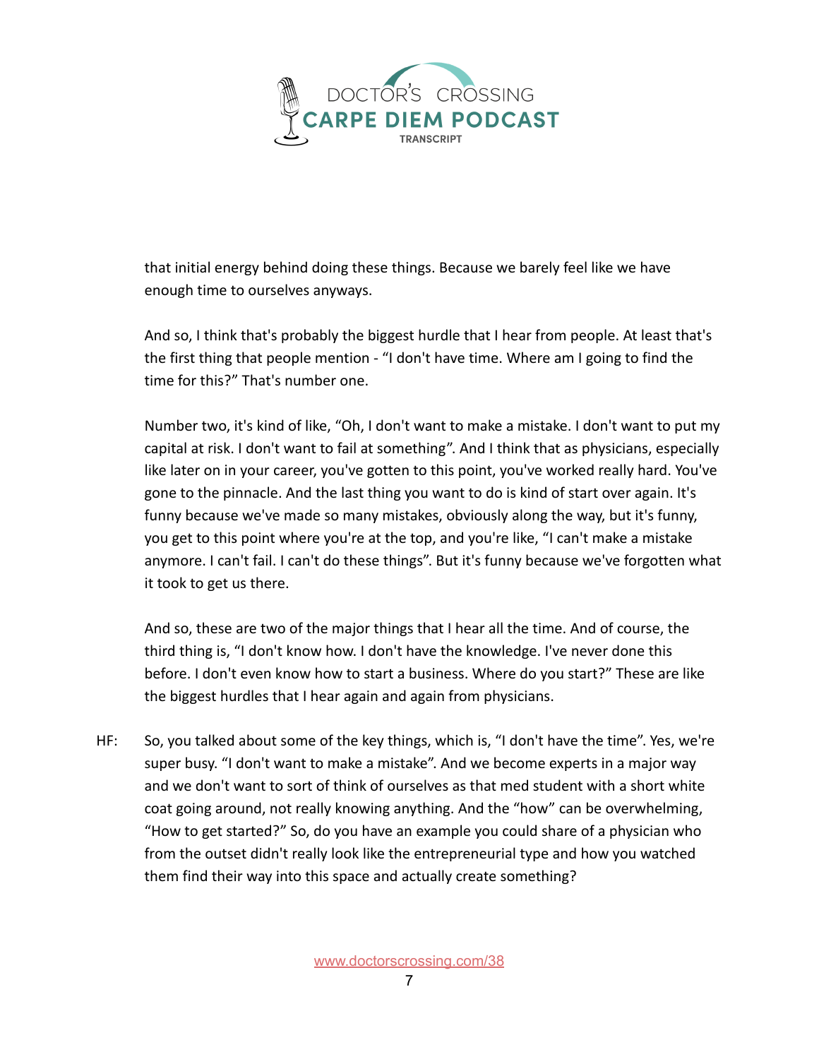that initial energy behind doing these things. Because we barely feel like we have enough time to ourselves anyways.

And so, I think that's probably the biggest hurdle that I hear from people. At least that's the first thing that people mention - "I don't have time. Where am I going to find the time for this?" That's number one.

Number two, it's kind of like, "Oh, I don't want to make a mistake. I don't want to put my capital at risk. I don't want to fail at something". And I think that as physicians, especially like later on in your career, you've gotten to this point, you've worked really hard. You've gone to the pinnacle. And the last thing you want to do is kind of start over again. It's funny because we've made so many mistakes, obviously along the way, but it's funny, you get to this point where you're at the top, and you're like, "I can't make a mistake anymore. I can't fail. I can't do these things". But it's funny because we've forgotten what it took to get us there.

And so, these are two of the major things that I hear all the time. And of course, the third thing is, "I don't know how. I don't have the knowledge. I've never done this before. I don't even know how to start a business. Where do you start?" These are like the biggest hurdles that I hear again and again from physicians.

HF: So, you talked about some of the key things, which is, "I don't have the time". Yes, we're super busy. "I don't want to make a mistake". And we become experts in a major way and we don't want to sort of think of ourselves as that med student with a short white coat going around, not really knowing anything. And the "how" can be overwhelming, "How to get started?" So, do you have an example you could share of a physician who from the outset didn't really look like the entrepreneurial type and how you watched them find their way into this space and actually create something?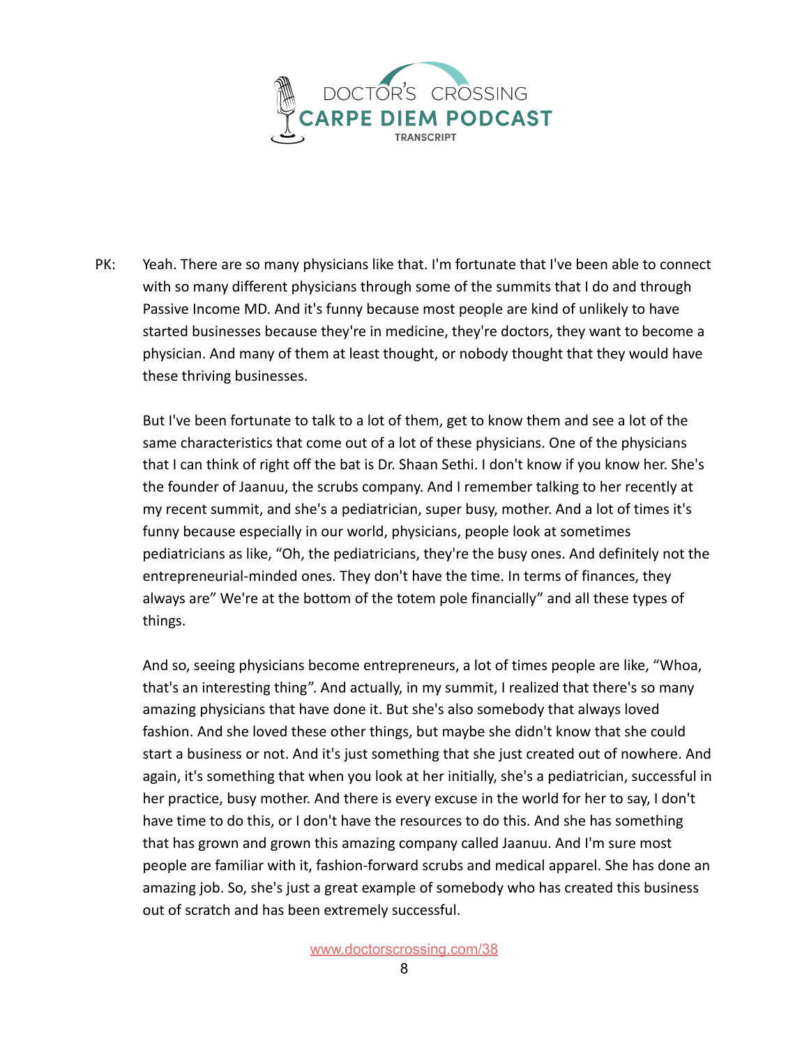PK: Yeah. There are so many physicians like that. I'm fortunate that I've been able to connect with so many different physicians through some of the summits that I do and through Passive Income MD. And it's funny because most people are kind of unlikely to have started businesses because they're in medicine, they're doctors, they want to become a physician. And many of them at least thought, or nobody thought that they would have these thriving businesses.

But I've been fortunate to talk to a lot of them, get to know them and see a lot of the same characteristics that come out of a lot of these physicians. One of the physicians that I can think of right off the bat is Dr. Shaan Sethi. I don't know if you know her. She's the founder of Jaanuu, the scrubs company. And I remember talking to her recently at my recent summit, and she's a pediatrician, super busy, mother. And a lot of times it's funny because especially in our world, physicians, people look at sometimes pediatricians as like, "Oh, the pediatricians, they're the busy ones. And definitely not the entrepreneurial-minded ones. They don't have the time. In terms of finances, they always are" We're at the bottom of the totem pole financially" and all these types of things.

And so, seeing physicians become entrepreneurs, a lot of times people are like, "Whoa, that's an interesting thing". And actually, in my summit, I realized that there's so many amazing physicians that have done it. But she's also somebody that always loved fashion. And she loved these other things, but maybe she didn't know that she could start a business or not. And it's just something that she just created out of nowhere. And again, it's something that when you look at her initially, she's a pediatrician, successful in her practice, busy mother. And there is every excuse in the world for her to say, I don't have time to do this, or I don't have the resources to do this. And she has something that has grown and grown this amazing company called Jaanuu. And I'm sure most people are familiar with it, fashion-forward scrubs and medical apparel. She has done an amazing job. So, she's just a great example of somebody who has created this business out of scratch and has been extremely successful.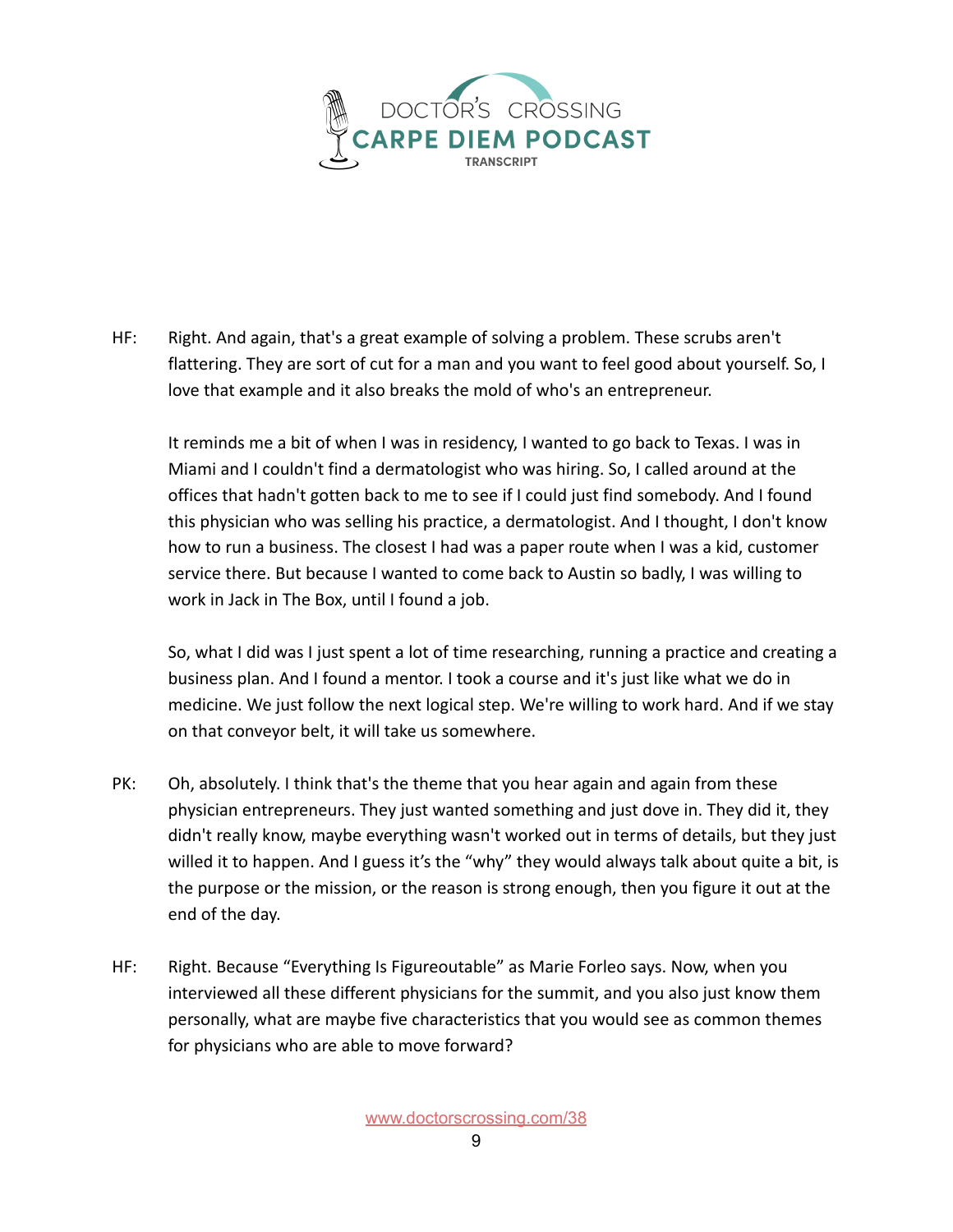HF: Right. And again, that's a great example of solving a problem. These scrubs aren't flattering. They are sort of cut for a man and you want to feel good about yourself. So, I love that example and it also breaks the mold of who's an entrepreneur.

It reminds me a bit of when I was in residency, I wanted to go back to Texas. I was in Miami and I couldn't find a dermatologist who was hiring. So, I called around at the offices that hadn't gotten back to me to see if I could just find somebody. And I found this physician who was selling his practice, a dermatologist. And I thought, I don't know how to run a business. The closest I had was a paper route when I was a kid, customer service there. But because I wanted to come back to Austin so badly, I was willing to work in Jack in The Box, until I found a job.

So, what I did was I just spent a lot of time researching, running a practice and creating a business plan. And I found a mentor. I took a course and it's just like what we do in medicine. We just follow the next logical step. We're willing to work hard. And if we stay on that conveyor belt, it will take us somewhere.

PK: Oh, absolutely. I think that's the theme that you hear again and again from these physician entrepreneurs. They just wanted something and just dove in. They did it, they didn't really know, maybe everything wasn't worked out in terms of details, but they just willed it to happen. And I guess it's the "why" they would always talk about quite a bit, is the purpose or the mission, or the reason is strong enough, then you figure it out at the end of the day.

HF: Right. Because "Everything Is Figureoutable" as Marie Forleo says. Now, when you interviewed all these different physicians for the summit, and you also just know them personally, what are maybe five characteristics that you would see as common themes for physicians who are able to move forward?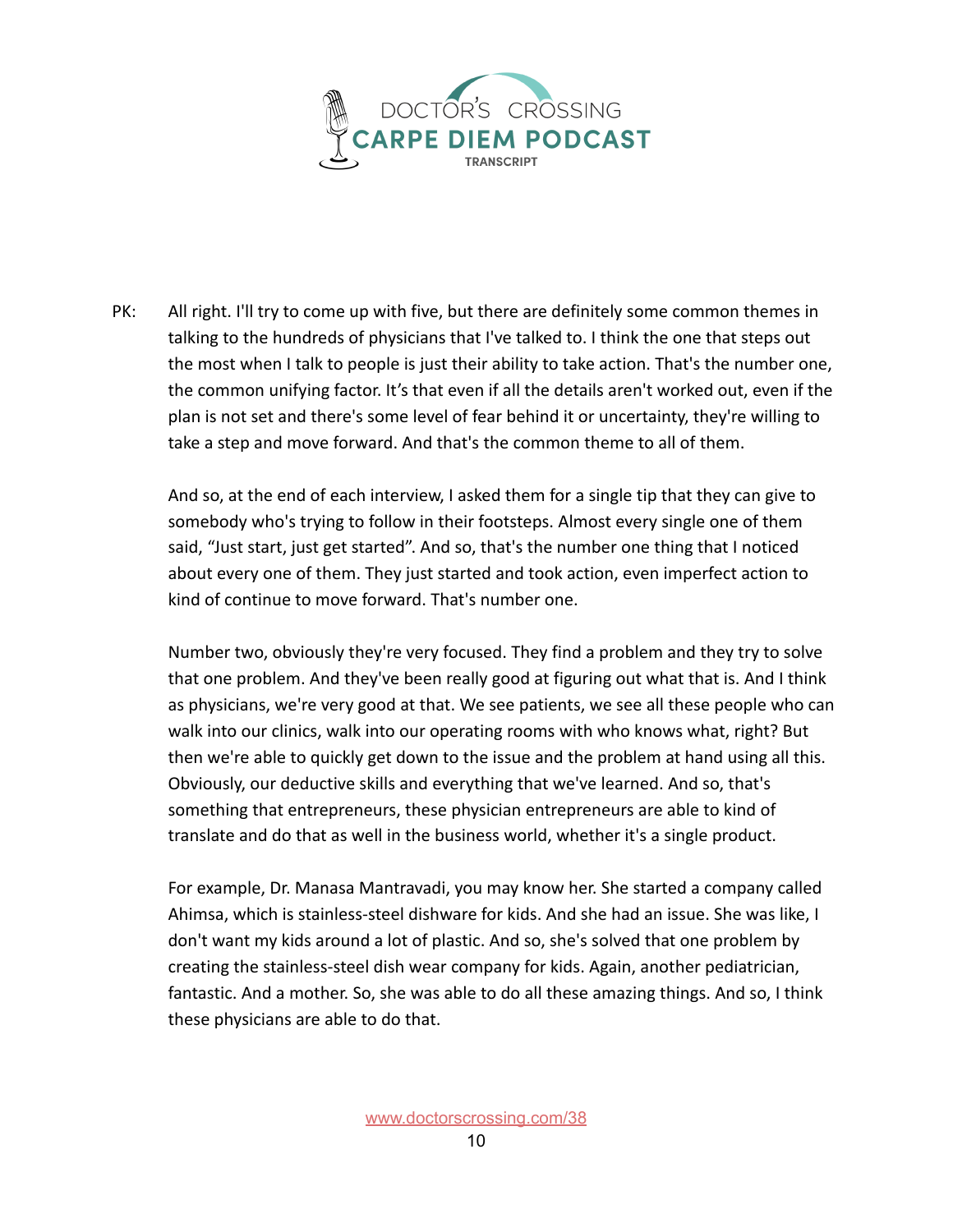PK: All right. I'll try to come up with five, but there are definitely some common themes in talking to the hundreds of physicians that I've talked to. I think the one that steps out the most when I talk to people is just their ability to take action. That's the number one, the common unifying factor. It's that even if all the details aren't worked out, even if the plan is not set and there's some level of fear behind it or uncertainty, they're willing to take a step and move forward. And that's the common theme to all of them.

And so, at the end of each interview, I asked them for a single tip that they can give to somebody who's trying to follow in their footsteps. Almost every single one of them said, "Just start, just get started". And so, that's the number one thing that I noticed about every one of them. They just started and took action, even imperfect action to kind of continue to move forward. That's number one.

Number two, obviously they're very focused. They find a problem and they try to solve that one problem. And they've been really good at figuring out what that is. And I think as physicians, we're very good at that. We see patients, we see all these people who can walk into our clinics, walk into our operating rooms with who knows what, right? But then we're able to quickly get down to the issue and the problem at hand using all this. Obviously, our deductive skills and everything that we've learned. And so, that's something that entrepreneurs, these physician entrepreneurs are able to kind of translate and do that as well in the business world, whether it's a single product.

For example, Dr. Manasa Mantravadi, you may know her. She started a company called Ahimsa, which is stainless-steel dishware for kids. And she had an issue. She was like, I don't want my kids around a lot of plastic. And so, she's solved that one problem by creating the stainless-steel dish wear company for kids. Again, another pediatrician, fantastic. And a mother. So, she was able to do all these amazing things. And so, I think these physicians are able to do that.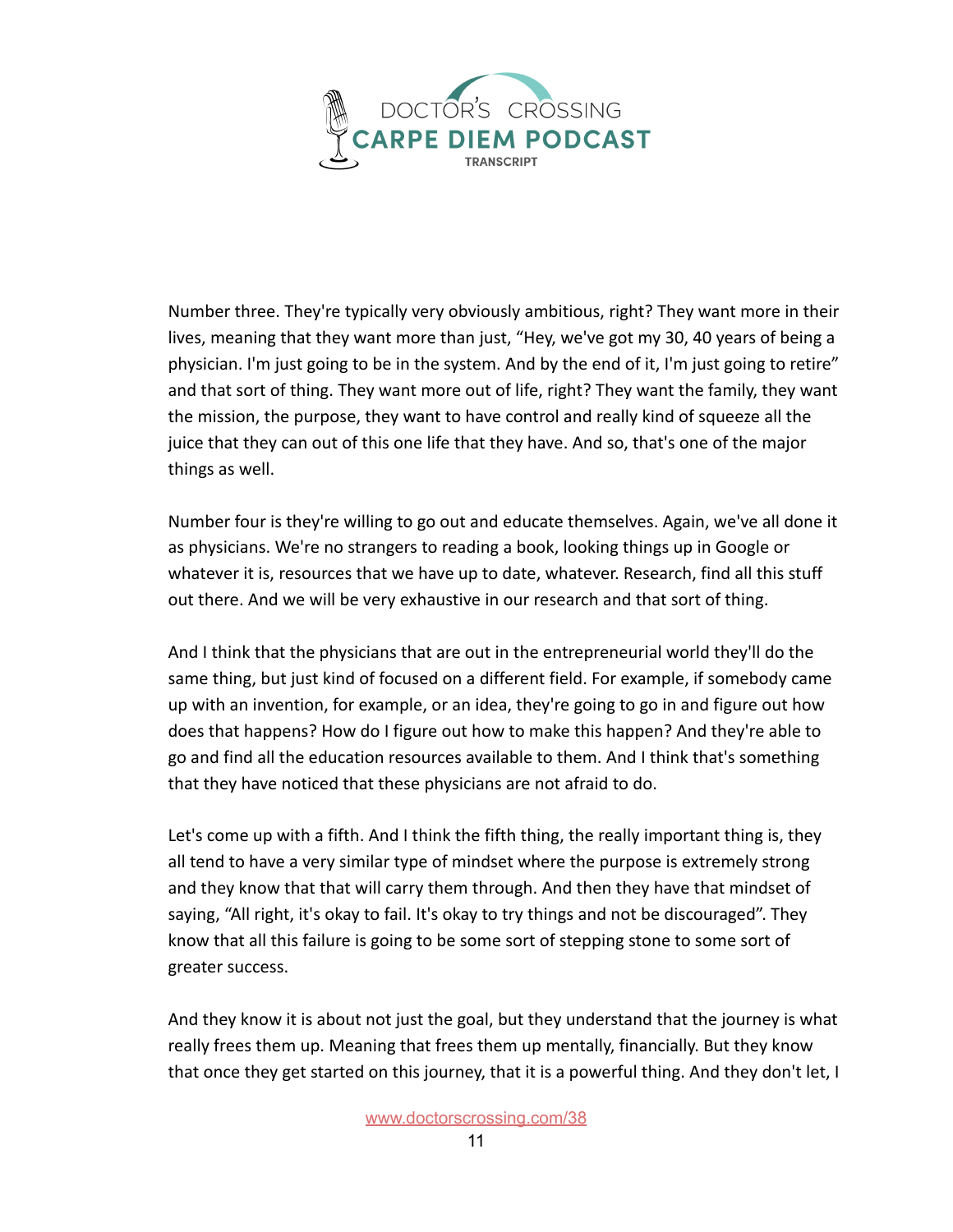Number three. They're typically very obviously ambitious, right? They want more in their lives, meaning that they want more than just, "Hey, we've got my 30, 40 years of being a physician. I'm just going to be in the system. And by the end of it, I'm just going to retire" and that sort of thing. They want more out of life, right? They want the family, they want the mission, the purpose, they want to have control and really kind of squeeze all the juice that they can out of this one life that they have. And so, that's one of the major things as well.

Number four is they're willing to go out and educate themselves. Again, we've all done it as physicians. We're no strangers to reading a book, looking things up in Google or whatever it is, resources that we have up to date, whatever. Research, find all this stuff out there. And we will be very exhaustive in our research and that sort of thing.

And I think that the physicians that are out in the entrepreneurial world they'll do the same thing, but just kind of focused on a different field. For example, if somebody came up with an invention, for example, or an idea, they're going to go in and figure out how does that happens? How do I figure out how to make this happen? And they're able to go and find all the education resources available to them. And I think that's something that they have noticed that these physicians are not afraid to do.

Let's come up with a fifth. And I think the fifth thing, the really important thing is, they all tend to have a very similar type of mindset where the purpose is extremely strong and they know that that will carry them through. And then they have that mindset of saying, "All right, it's okay to fail. It's okay to try things and not be discouraged". They know that all this failure is going to be some sort of stepping stone to some sort of greater success.

And they know it is about not just the goal, but they understand that the journey is what really frees them up. Meaning that frees them up mentally, financially. But they know that once they get started on this journey, that it is a powerful thing. And they don't let, I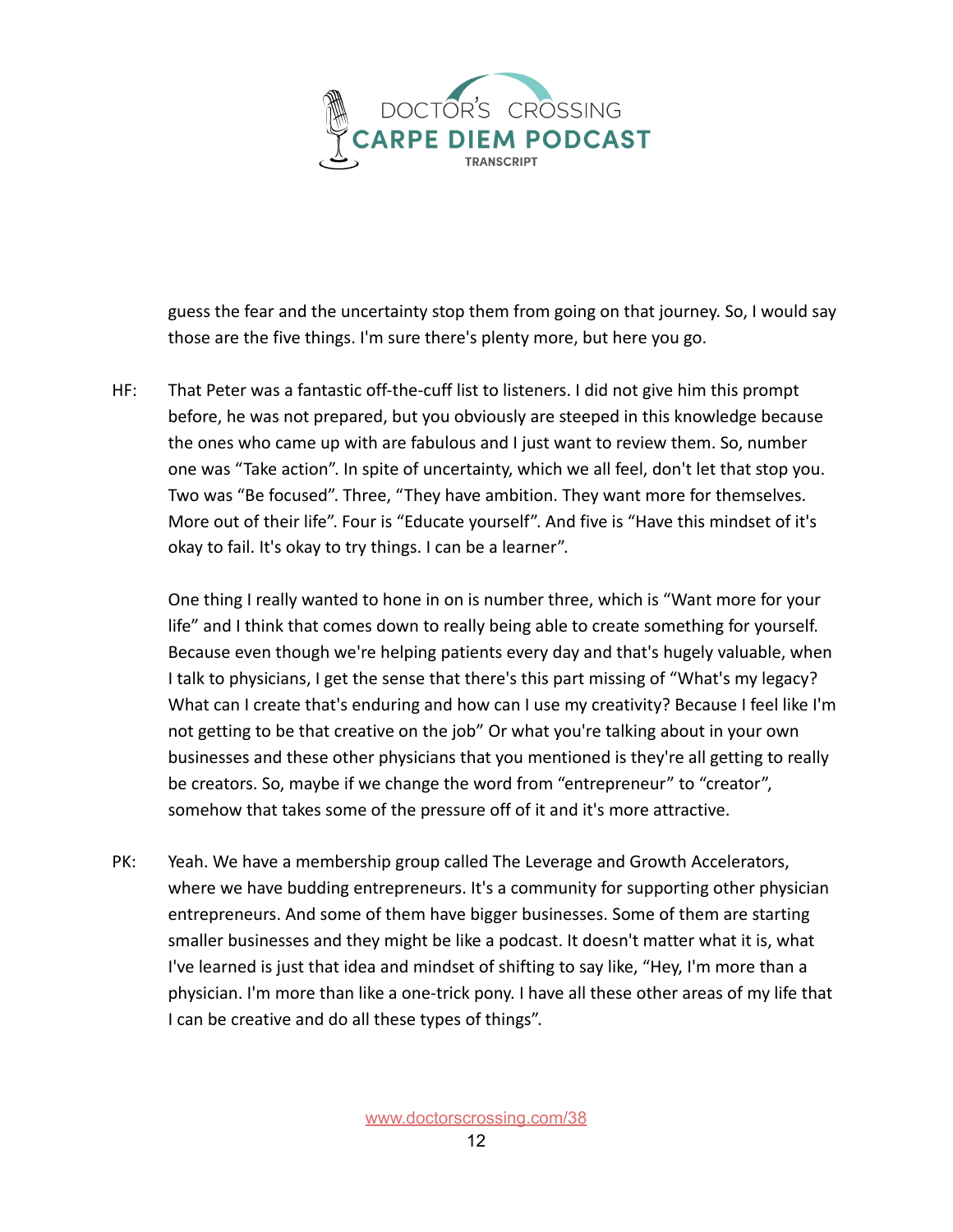guess the fear and the uncertainty stop them from going on that journey. So, I would say those are the five things. I'm sure there's plenty more, but here you go.

HF: That Peter was a fantastic off-the-cuff list to listeners. I did not give him this prompt before, he was not prepared, but you obviously are steeped in this knowledge because the ones who came up with are fabulous and I just want to review them. So, number one was “Take action”. In spite of uncertainty, which we all feel, don't let that stop you. Two was “Be focused”. Three, “They have ambition. They want more for themselves. More out of their life”. Four is “Educate yourself”. And five is “Have this mindset of it's okay to fail. It's okay to try things. I can be a learner”.

One thing I really wanted to hone in on is number three, which is “Want more for your life” and I think that comes down to really being able to create something for yourself. Because even though we're helping patients every day and that's hugely valuable, when I talk to physicians, I get the sense that there's this part missing of “What's my legacy? What can I create that's enduring and how can I use my creativity? Because I feel like I'm not getting to be that creative on the job” Or what you're talking about in your own businesses and these other physicians that you mentioned is they're all getting to really be creators. So, maybe if we change the word from “entrepreneur” to “creator”, somehow that takes some of the pressure off of it and it's more attractive.

PK: Yeah. We have a membership group called The Leverage and Growth Accelerators, where we have budding entrepreneurs. It's a community for supporting other physician entrepreneurs. And some of them have bigger businesses. Some of them are starting smaller businesses and they might be like a podcast. It doesn't matter what it is, what I've learned is just that idea and mindset of shifting to say like, “Hey, I'm more than a physician. I'm more than like a one-trick pony. I have all these other areas of my life that I can be creative and do all these types of things”.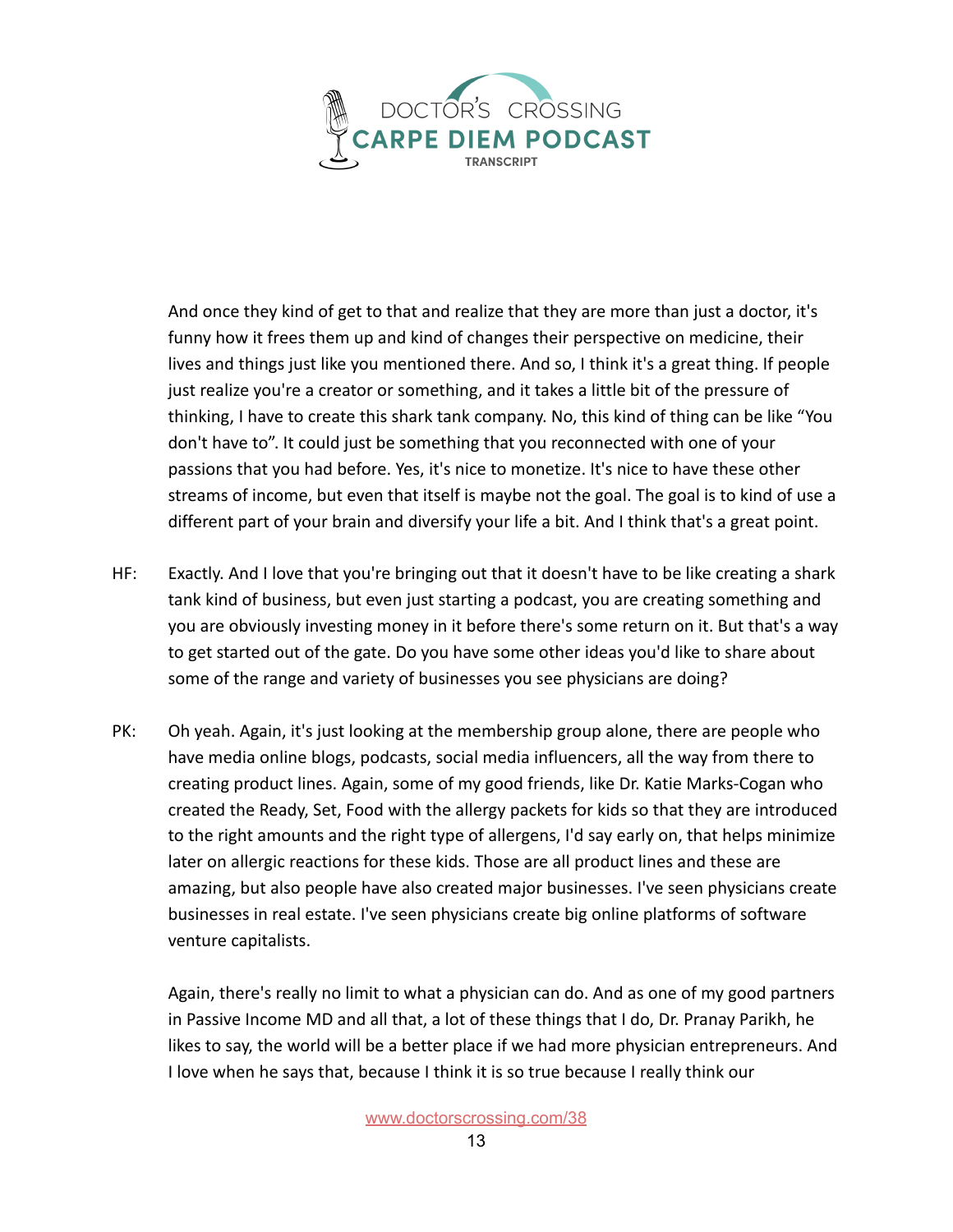And once they kind of get to that and realize that they are more than just a doctor, it's funny how it frees them up and kind of changes their perspective on medicine, their lives and things just like you mentioned there. And so, I think it's a great thing. If people just realize you're a creator or something, and it takes a little bit of the pressure of thinking, I have to create this shark tank company. No, this kind of thing can be like "You don't have to". It could just be something that you reconnected with one of your passions that you had before. Yes, it's nice to monetize. It's nice to have these other streams of income, but even that itself is maybe not the goal. The goal is to kind of use a different part of your brain and diversify your life a bit. And I think that's a great point.

HF: Exactly. And I love that you're bringing out that it doesn't have to be like creating a shark tank kind of business, but even just starting a podcast, you are creating something and you are obviously investing money in it before there's some return on it. But that's a way to get started out of the gate. Do you have some other ideas you'd like to share about some of the range and variety of businesses you see physicians are doing?

PK: Oh yeah. Again, it's just looking at the membership group alone, there are people who have media online blogs, podcasts, social media influencers, all the way from there to creating product lines. Again, some of my good friends, like Dr. Katie Marks-Cogan who created the Ready, Set, Food with the allergy packets for kids so that they are introduced to the right amounts and the right type of allergens, I'd say early on, that helps minimize later on allergic reactions for these kids. Those are all product lines and these are amazing, but also people have also created major businesses. I've seen physicians create businesses in real estate. I've seen physicians create big online platforms of software venture capitalists.

Again, there's really no limit to what a physician can do. And as one of my good partners in Passive Income MD and all that, a lot of these things that I do, Dr. Pranay Parikh, he likes to say, the world will be a better place if we had more physician entrepreneurs. And I love when he says that, because I think it is so true because I really think our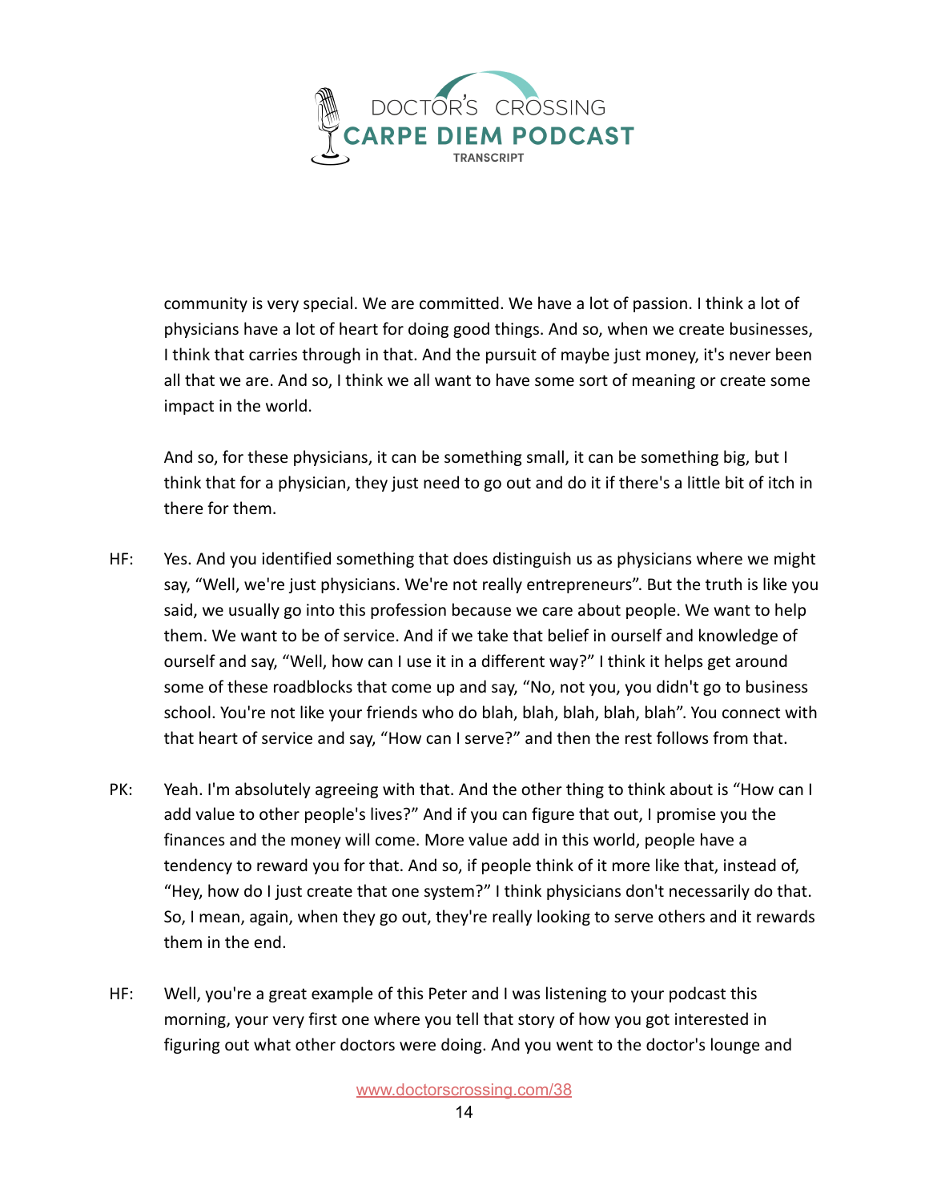community is very special. We are committed. We have a lot of passion. I think a lot of physicians have a lot of heart for doing good things. And so, when we create businesses, I think that carries through in that. And the pursuit of maybe just money, it's never been all that we are. And so, I think we all want to have some sort of meaning or create some impact in the world.

And so, for these physicians, it can be something small, it can be something big, but I think that for a physician, they just need to go out and do it if there's a little bit of itch in there for them.

HF: Yes. And you identified something that does distinguish us as physicians where we might say, "Well, we're just physicians. We're not really entrepreneurs". But the truth is like you said, we usually go into this profession because we care about people. We want to help them. We want to be of service. And if we take that belief in ourself and knowledge of ourself and say, "Well, how can I use it in a different way?" I think it helps get around some of these roadblocks that come up and say, "No, not you, you didn't go to business school. You're not like your friends who do blah, blah, blah, blah, blah". You connect with that heart of service and say, "How can I serve?" and then the rest follows from that.

PK: Yeah. I'm absolutely agreeing with that. And the other thing to think about is "How can I add value to other people's lives?" And if you can figure that out, I promise you the finances and the money will come. More value add in this world, people have a tendency to reward you for that. And so, if people think of it more like that, instead of, "Hey, how do I just create that one system?" I think physicians don't necessarily do that. So, I mean, again, when they go out, they're really looking to serve others and it rewards them in the end.

HF: Well, you're a great example of this Peter and I was listening to your podcast this morning, your very first one where you tell that story of how you got interested in figuring out what other doctors were doing. And you went to the doctor's lounge and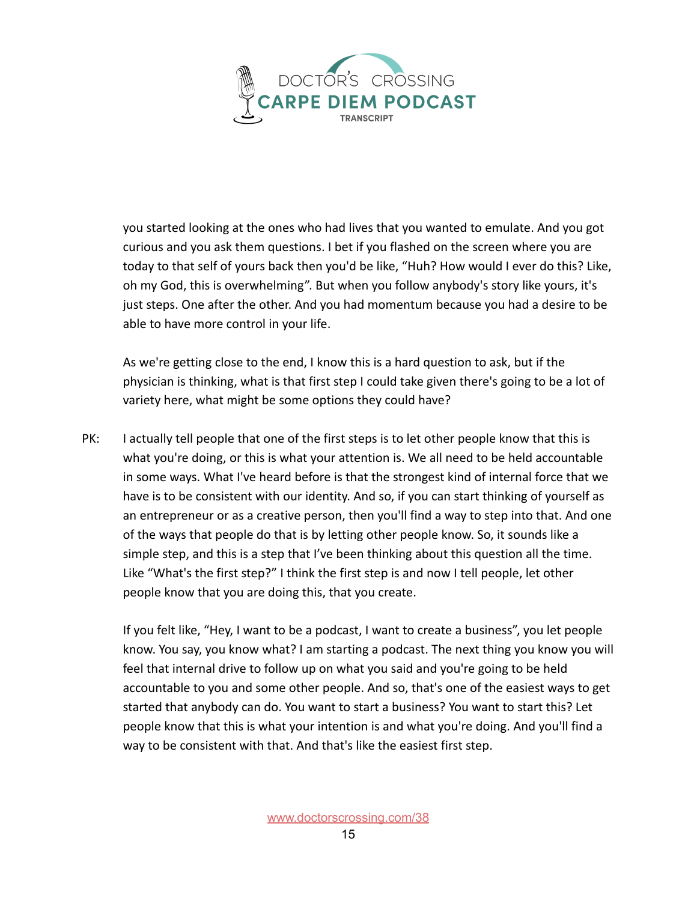you started looking at the ones who had lives that you wanted to emulate. And you got curious and you ask them questions. I bet if you flashed on the screen where you are today to that self of yours back then you'd be like, "Huh? How would I ever do this? Like, oh my God, this is overwhelming". But when you follow anybody's story like yours, it's just steps. One after the other. And you had momentum because you had a desire to be able to have more control in your life.

As we're getting close to the end, I know this is a hard question to ask, but if the physician is thinking, what is that first step I could take given there's going to be a lot of variety here, what might be some options they could have?

PK: I actually tell people that one of the first steps is to let other people know that this is what you're doing, or this is what your attention is. We all need to be held accountable in some ways. What I've heard before is that the strongest kind of internal force that we have is to be consistent with our identity. And so, if you can start thinking of yourself as an entrepreneur or as a creative person, then you'll find a way to step into that. And one of the ways that people do that is by letting other people know. So, it sounds like a simple step, and this is a step that I've been thinking about this question all the time. Like "What's the first step?" I think the first step is and now I tell people, let other people know that you are doing this, that you create.

If you felt like, "Hey, I want to be a podcast, I want to create a business", you let people know. You say, you know what? I am starting a podcast. The next thing you know you will feel that internal drive to follow up on what you said and you're going to be held accountable to you and some other people. And so, that's one of the easiest ways to get started that anybody can do. You want to start a business? You want to start this? Let people know that this is what your intention is and what you're doing. And you'll find a way to be consistent with that. And that's like the easiest first step.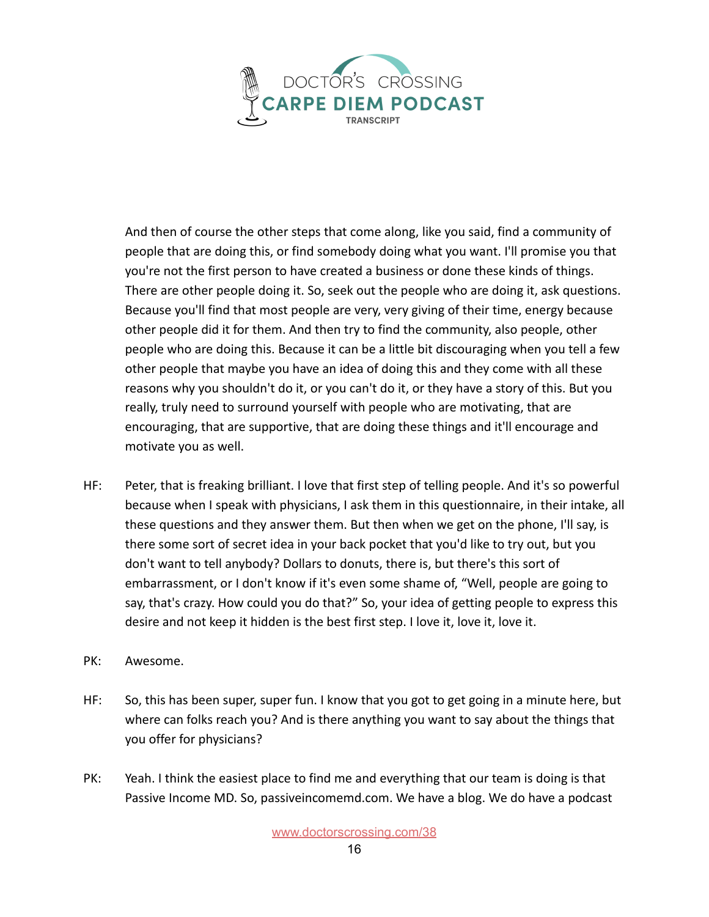And then of course the other steps that come along, like you said, find a community of people that are doing this, or find somebody doing what you want. I'll promise you that you're not the first person to have created a business or done these kinds of things. There are other people doing it. So, seek out the people who are doing it, ask questions. Because you'll find that most people are very, very giving of their time, energy because other people did it for them. And then try to find the community, also people, other people who are doing this. Because it can be a little bit discouraging when you tell a few other people that maybe you have an idea of doing this and they come with all these reasons why you shouldn't do it, or you can't do it, or they have a story of this. But you really, truly need to surround yourself with people who are motivating, that are encouraging, that are supportive, that are doing these things and it'll encourage and motivate you as well.

HF: Peter, that is freaking brilliant. I love that first step of telling people. And it's so powerful because when I speak with physicians, I ask them in this questionnaire, in their intake, all these questions and they answer them. But then when we get on the phone, I'll say, is there some sort of secret idea in your back pocket that you'd like to try out, but you don't want to tell anybody? Dollars to donuts, there is, but there's this sort of embarrassment, or I don't know if it's even some shame of, "Well, people are going to say, that's crazy. How could you do that?" So, your idea of getting people to express this desire and not keep it hidden is the best first step. I love it, love it, love it.

PK: Awesome.

HF: So, this has been super, super fun. I know that you got to get going in a minute here, but where can folks reach you? And is there anything you want to say about the things that you offer for physicians?

PK: Yeah. I think the easiest place to find me and everything that our team is doing is that Passive Income MD. So, passiveincomemd.com. We have a blog. We do have a podcast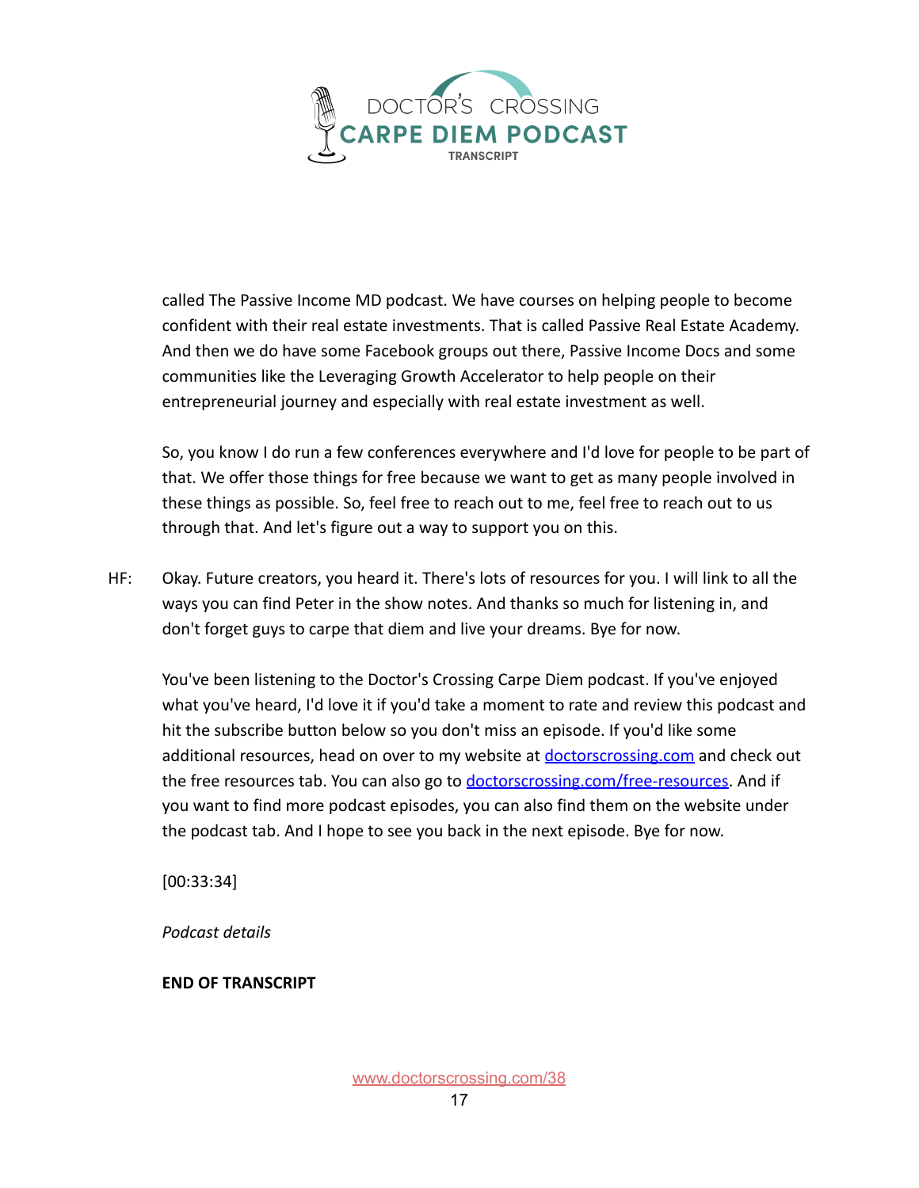called The Passive Income MD podcast. We have courses on helping people to become confident with their real estate investments. That is called Passive Real Estate Academy. And then we do have some Facebook groups out there, Passive Income Docs and some communities like the Leveraging Growth Accelerator to help people on their entrepreneurial journey and especially with real estate investment as well.

So, you know I do run a few conferences everywhere and I'd love for people to be part of that. We offer those things for free because we want to get as many people involved in these things as possible. So, feel free to reach out to me, feel free to reach out to us through that. And let's figure out a way to support you on this.

HF: Okay. Future creators, you heard it. There's lots of resources for you. I will link to all the ways you can find Peter in the show notes. And thanks so much for listening in, and don't forget guys to carpe that diem and live your dreams. Bye for now.

You've been listening to the Doctor's Crossing Carpe Diem podcast. If you've enjoyed what you've heard, I'd love it if you'd take a moment to rate and review this podcast and hit the subscribe button below so you don't miss an episode. If you'd like some additional resources, head on over to my website at [doctorscrossing.com](http://doctorscrossing.com) and check out the free resources tab. You can also go to [doctorscrossing.com/free-resources](http://doctorscrossing.com/free-resources). And if you want to find more podcast episodes, you can also find them on the website under the podcast tab. And I hope to see you back in the next episode. Bye for now.

[00:33:34]

*Podcast details*

**END OF TRANSCRIPT**